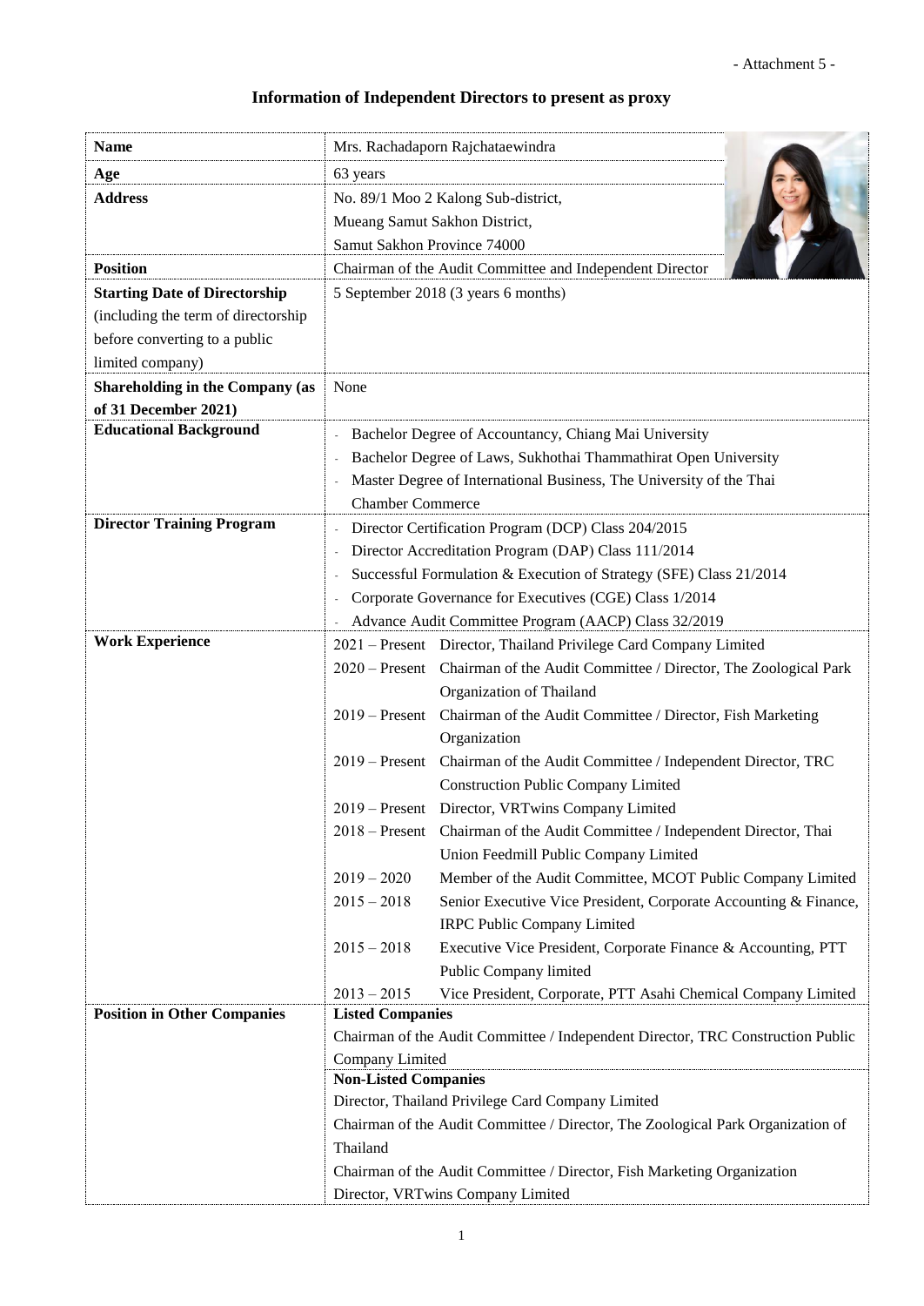- Attachment 5 -

## Information of Independent Directors to present as proxy

| | |
|---|---|
| **Name** | Mrs. Rachadaporn Rajchataewindra |
| **Age** | 63 years |
| **Address** | No. 89/1 Moo 2 Kalong Sub-district, Mueang Samut Sakhon District, Samut Sakhon Province 74000 |
| **Position** | Chairman of the Audit Committee and Independent Director |
| **Starting Date of Directorship** (including the term of directorship before converting to a public limited company) | 5 September 2018 (3 years 6 months) |
| **Shareholding in the Company (as of 31 December 2021)** | None |
| **Educational Background** | - Bachelor Degree of Accountancy, Chiang Mai University<br>- Bachelor Degree of Laws, Sukhothai Thammathirat Open University<br>- Master Degree of International Business, The University of the Thai Chamber Commerce |
| **Director Training Program** | - Director Certification Program (DCP) Class 204/2015<br>- Director Accreditation Program (DAP) Class 111/2014<br>- Successful Formulation & Execution of Strategy (SFE) Class 21/2014<br>- Corporate Governance for Executives (CGE) Class 1/2014<br>- Advance Audit Committee Program (AACP) Class 32/2019 |
| **Work Experience** | 2021 – Present Director, Thailand Privilege Card Company Limited<br>2020 – Present Chairman of the Audit Committee / Director, The Zoological Park Organization of Thailand<br>2019 – Present Chairman of the Audit Committee / Director, Fish Marketing Organization<br>2019 – Present Chairman of the Audit Committee / Independent Director, TRC Construction Public Company Limited<br>2019 – Present Director, VRTwins Company Limited<br>2018 – Present Chairman of the Audit Committee / Independent Director, Thai Union Feedmill Public Company Limited<br>2019 – 2020 Member of the Audit Committee, MCOT Public Company Limited<br>2015 – 2018 Senior Executive Vice President, Corporate Accounting & Finance, IRPC Public Company Limited<br>2015 – 2018 Executive Vice President, Corporate Finance & Accounting, PTT Public Company limited<br>2013 – 2015 Vice President, Corporate, PTT Asahi Chemical Company Limited |
| **Position in Other Companies** | **Listed Companies**<br>Chairman of the Audit Committee / Independent Director, TRC Construction Public Company Limited<br>**Non-Listed Companies**<br>Director, Thailand Privilege Card Company Limited<br>Chairman of the Audit Committee / Director, The Zoological Park Organization of Thailand<br>Chairman of the Audit Committee / Director, Fish Marketing Organization<br>Director, VRTwins Company Limited |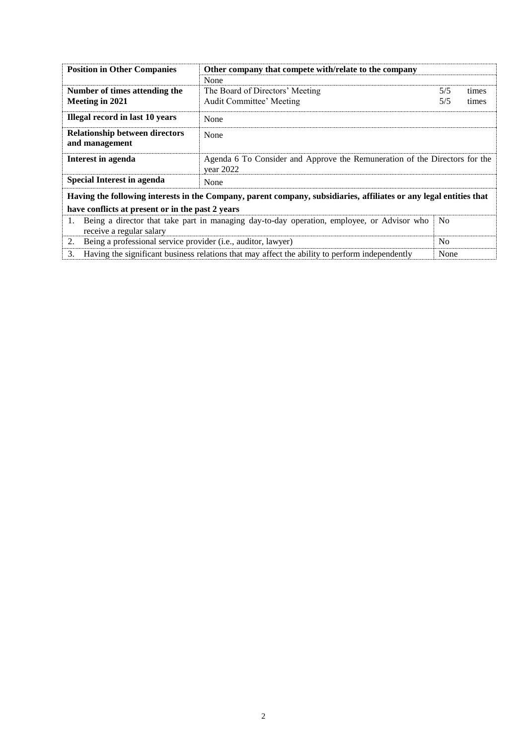| Position in Other Companies | Other company that compete with/relate to the company | |
|---|---|---|
| | None | |
| **Number of times attending the Meeting in 2021** | The Board of Directors' Meeting | 5/5 times |
| | Audit Committee' Meeting | 5/5 times |
| **Illegal record in last 10 years** | None | |
| **Relationship between directors and management** | None | |
| **Interest in agenda** | Agenda 6 To Consider and Approve the Remuneration of the Directors for the year 2022 | |
| **Special Interest in agenda** | None | |

| Having the following interests in the Company, parent company, subsidiaries, affiliates or any legal entities that have conflicts at present or in the past 2 years | |
|---|---|
| 1. Being a director that take part in managing day-to-day operation, employee, or Advisor who receive a regular salary | No |
| 2. Being a professional service provider (i.e., auditor, lawyer) | No |
| 3. Having the significant business relations that may affect the ability to perform independently | None |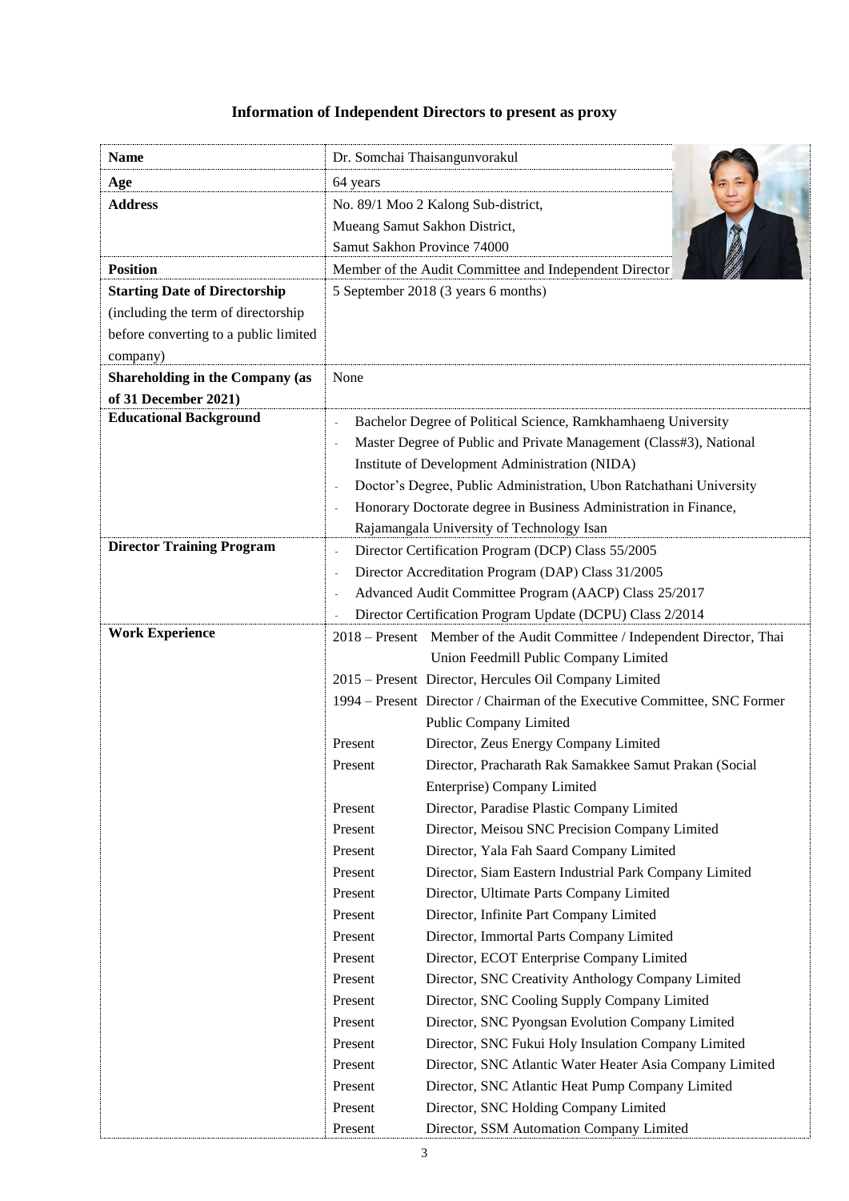# Information of Independent Directors to present as proxy

| | |
|---|---|
| **Name** | Dr. Somchai Thaisangunvorakul |
| **Age** | 64 years |
| **Address** | No. 89/1 Moo 2 Kalong Sub-district,<br>Mueang Samut Sakhon District,<br>Samut Sakhon Province 74000 |
| **Position** | Member of the Audit Committee and Independent Director |
| **Starting Date of Directorship** (including the term of directorship before converting to a public limited company) | 5 September 2018 (3 years 6 months) |
| **Shareholding in the Company (as of 31 December 2021)** | None |
| **Educational Background** | - Bachelor Degree of Political Science, Ramkhamhaeng University<br>- Master Degree of Public and Private Management (Class#3), National Institute of Development Administration (NIDA)<br>- Doctor's Degree, Public Administration, Ubon Ratchathani University<br>- Honorary Doctorate degree in Business Administration in Finance, Rajamangala University of Technology Isan |
| **Director Training Program** | - Director Certification Program (DCP) Class 55/2005<br>- Director Accreditation Program (DAP) Class 31/2005<br>- Advanced Audit Committee Program (AACP) Class 25/2017<br>- Director Certification Program Update (DCPU) Class 2/2014 |
| **Work Experience** | 2018 – Present Member of the Audit Committee / Independent Director, Thai Union Feedmill Public Company Limited<br>2015 – Present Director, Hercules Oil Company Limited<br>1994 – Present Director / Chairman of the Executive Committee, SNC Former Public Company Limited<br>Present Director, Zeus Energy Company Limited<br>Present Director, Pracharath Rak Samakkee Samut Prakan (Social Enterprise) Company Limited<br>Present Director, Paradise Plastic Company Limited<br>Present Director, Meisou SNC Precision Company Limited<br>Present Director, Yala Fah Saard Company Limited<br>Present Director, Siam Eastern Industrial Park Company Limited<br>Present Director, Ultimate Parts Company Limited<br>Present Director, Infinite Part Company Limited<br>Present Director, Immortal Parts Company Limited<br>Present Director, ECOT Enterprise Company Limited<br>Present Director, SNC Creativity Anthology Company Limited<br>Present Director, SNC Cooling Supply Company Limited<br>Present Director, SNC Pyongsan Evolution Company Limited<br>Present Director, SNC Fukui Holy Insulation Company Limited<br>Present Director, SNC Atlantic Water Heater Asia Company Limited<br>Present Director, SNC Atlantic Heat Pump Company Limited<br>Present Director, SNC Holding Company Limited<br>Present Director, SSM Automation Company Limited |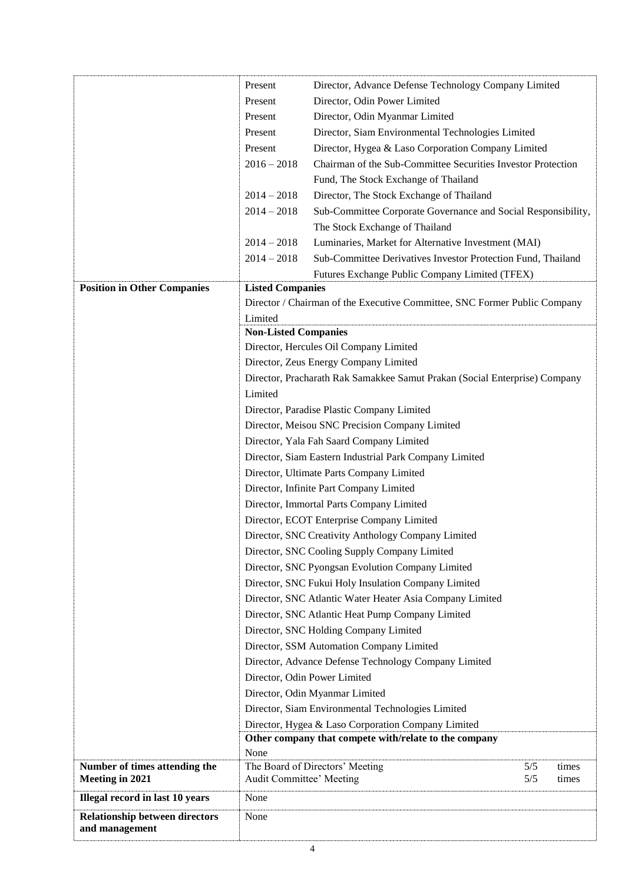| | |
|---|---|
| | Present Director, Advance Defense Technology Company Limited<br>Present Director, Odin Power Limited<br>Present Director, Odin Myanmar Limited<br>Present Director, Siam Environmental Technologies Limited<br>Present Director, Hygea & Laso Corporation Company Limited<br>2016 – 2018 Chairman of the Sub-Committee Securities Investor Protection Fund, The Stock Exchange of Thailand<br>2014 – 2018 Director, The Stock Exchange of Thailand<br>2014 – 2018 Sub-Committee Corporate Governance and Social Responsibility, The Stock Exchange of Thailand<br>2014 – 2018 Luminaries, Market for Alternative Investment (MAI)<br>2014 – 2018 Sub-Committee Derivatives Investor Protection Fund, Thailand Futures Exchange Public Company Limited (TFEX) |
| **Position in Other Companies** | **Listed Companies**<br>Director / Chairman of the Executive Committee, SNC Former Public Company Limited |
| | **Non-Listed Companies**<br>Director, Hercules Oil Company Limited<br>Director, Zeus Energy Company Limited<br>Director, Pracharath Rak Samakkee Samut Prakan (Social Enterprise) Company Limited<br>Director, Paradise Plastic Company Limited<br>Director, Meisou SNC Precision Company Limited<br>Director, Yala Fah Saard Company Limited<br>Director, Siam Eastern Industrial Park Company Limited<br>Director, Ultimate Parts Company Limited<br>Director, Infinite Part Company Limited<br>Director, Immortal Parts Company Limited<br>Director, ECOT Enterprise Company Limited<br>Director, SNC Creativity Anthology Company Limited<br>Director, SNC Cooling Supply Company Limited<br>Director, SNC Pyongsan Evolution Company Limited<br>Director, SNC Fukui Holy Insulation Company Limited<br>Director, SNC Atlantic Water Heater Asia Company Limited<br>Director, SNC Atlantic Heat Pump Company Limited<br>Director, SNC Holding Company Limited<br>Director, SSM Automation Company Limited<br>Director, Advance Defense Technology Company Limited<br>Director, Odin Power Limited<br>Director, Odin Myanmar Limited<br>Director, Siam Environmental Technologies Limited<br>Director, Hygea & Laso Corporation Company Limited |
| | **Other company that compete with/relate to the company**<br>None |
| **Number of times attending the Meeting in 2021** | The Board of Directors' Meeting 5/5 times<br>Audit Committee' Meeting 5/5 times |
| **Illegal record in last 10 years** | None |
| **Relationship between directors and management** | None |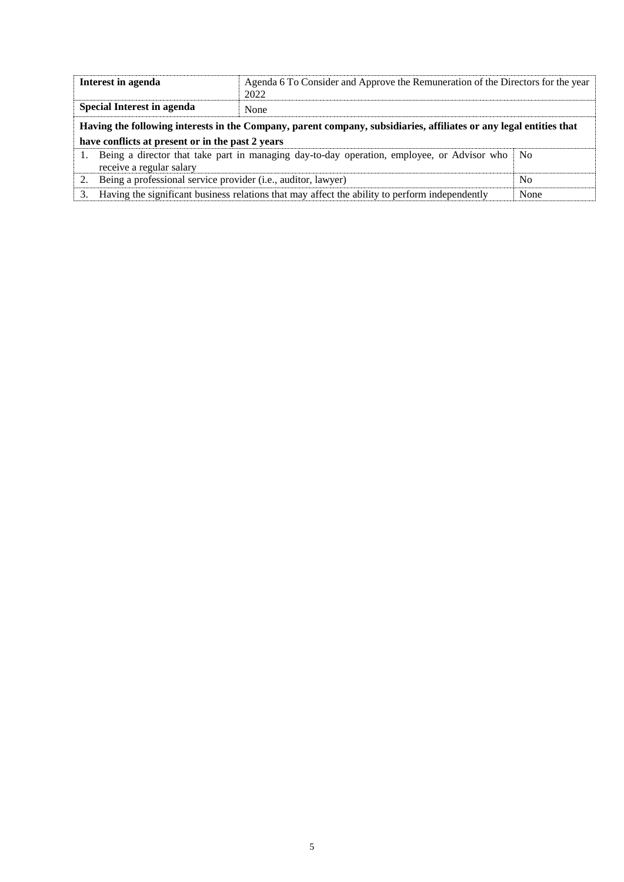| **Interest in agenda** | Agenda 6 To Consider and Approve the Remuneration of the Directors for the year 2022 |
|---|---|
| **Special Interest in agenda** | None |

**Having the following interests in the Company, parent company, subsidiaries, affiliates or any legal entities that have conflicts at present or in the past 2 years**

| | |
|---|---|
| 1. Being a director that take part in managing day-to-day operation, employee, or Advisor who receive a regular salary | No |
| 2. Being a professional service provider (i.e., auditor, lawyer) | No |
| 3. Having the significant business relations that may affect the ability to perform independently | None |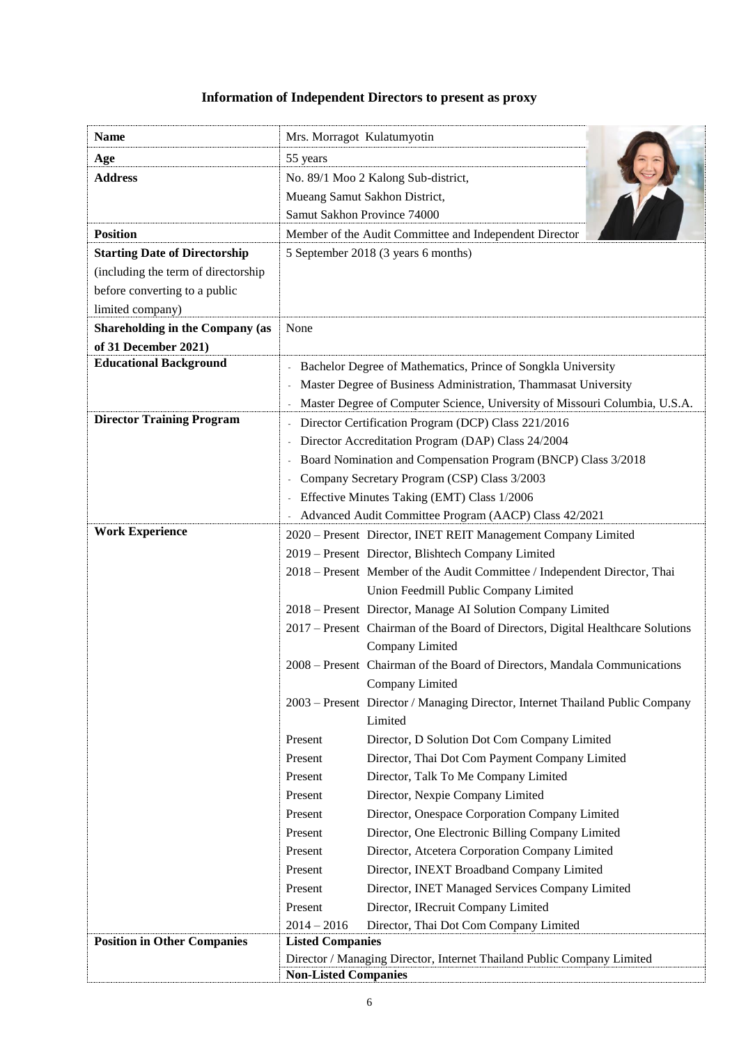## Information of Independent Directors to present as proxy

| **Name** | Mrs. Morragot Kulatumyotin |
|---|---|
| **Age** | 55 years |
| **Address** | No. 89/1 Moo 2 Kalong Sub-district,<br>Mueang Samut Sakhon District,<br>Samut Sakhon Province 74000 |
| **Position** | Member of the Audit Committee and Independent Director |
| **Starting Date of Directorship** (including the term of directorship before converting to a public limited company) | 5 September 2018 (3 years 6 months) |
| **Shareholding in the Company (as of 31 December 2021)** | None |
| **Educational Background** | - Bachelor Degree of Mathematics, Prince of Songkla University<br>- Master Degree of Business Administration, Thammasat University<br>- Master Degree of Computer Science, University of Missouri Columbia, U.S.A. |
| **Director Training Program** | - Director Certification Program (DCP) Class 221/2016<br>- Director Accreditation Program (DAP) Class 24/2004<br>- Board Nomination and Compensation Program (BNCP) Class 3/2018<br>- Company Secretary Program (CSP) Class 3/2003<br>- Effective Minutes Taking (EMT) Class 1/2006<br>- Advanced Audit Committee Program (AACP) Class 42/2021 |
| **Work Experience** | 2020 – Present Director, INET REIT Management Company Limited<br>2019 – Present Director, Blishtech Company Limited<br>2018 – Present Member of the Audit Committee / Independent Director, Thai Union Feedmill Public Company Limited<br>2018 – Present Director, Manage AI Solution Company Limited<br>2017 – Present Chairman of the Board of Directors, Digital Healthcare Solutions Company Limited<br>2008 – Present Chairman of the Board of Directors, Mandala Communications Company Limited<br>2003 – Present Director / Managing Director, Internet Thailand Public Company Limited<br>Present Director, D Solution Dot Com Company Limited<br>Present Director, Thai Dot Com Payment Company Limited<br>Present Director, Talk To Me Company Limited<br>Present Director, Nexpie Company Limited<br>Present Director, Onespace Corporation Company Limited<br>Present Director, One Electronic Billing Company Limited<br>Present Director, Atcetera Corporation Company Limited<br>Present Director, INEXT Broadband Company Limited<br>Present Director, INET Managed Services Company Limited<br>Present Director, IRecruit Company Limited<br>2014 – 2016 Director, Thai Dot Com Company Limited |
| **Position in Other Companies** | **Listed Companies**<br>Director / Managing Director, Internet Thailand Public Company Limited<br>**Non-Listed Companies** |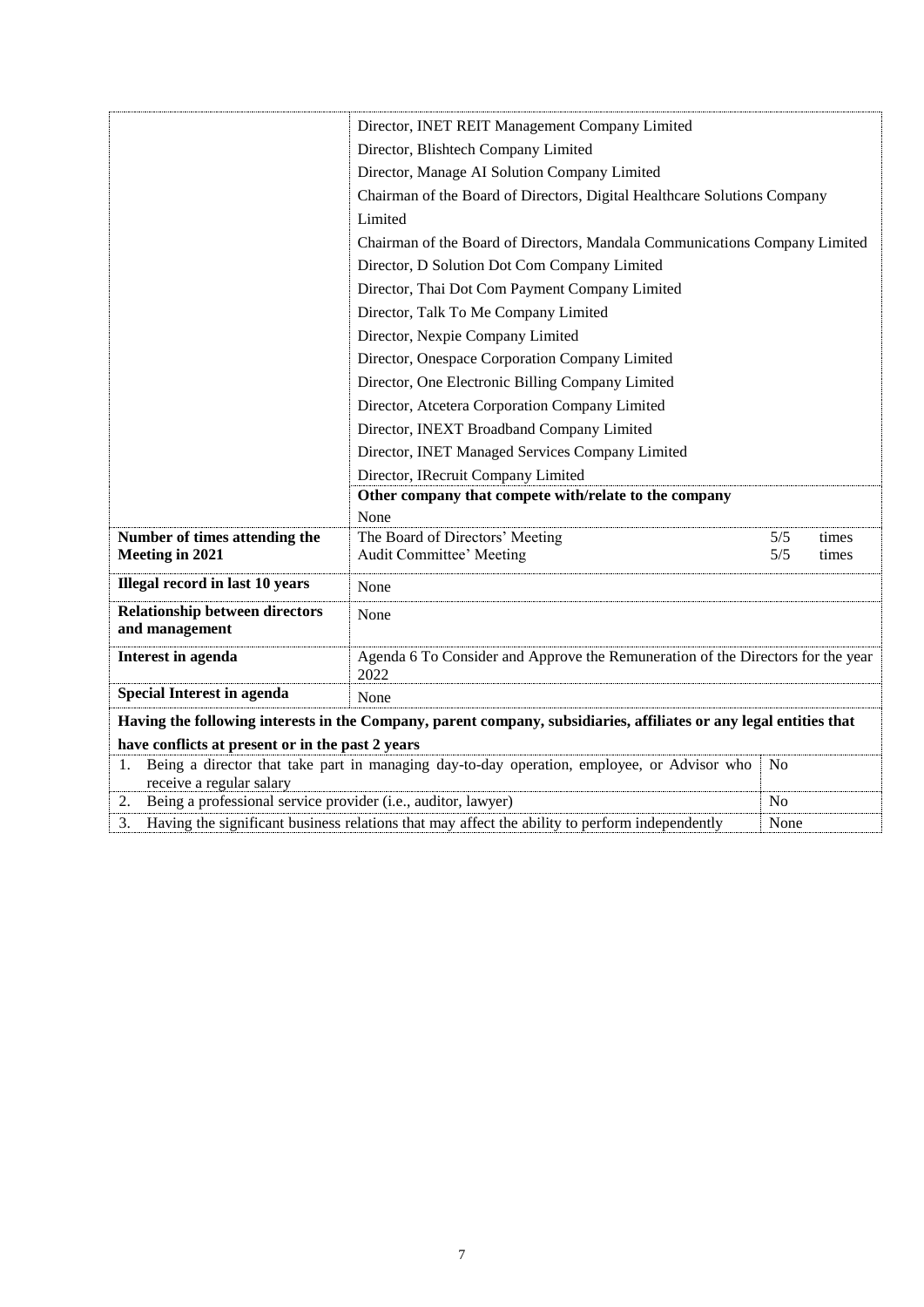| | |
|---|---|
| | Director, INET REIT Management Company Limited<br>Director, Blishtech Company Limited<br>Director, Manage AI Solution Company Limited<br>Chairman of the Board of Directors, Digital Healthcare Solutions Company Limited<br>Chairman of the Board of Directors, Mandala Communications Company Limited<br>Director, D Solution Dot Com Company Limited<br>Director, Thai Dot Com Payment Company Limited<br>Director, Talk To Me Company Limited<br>Director, Nexpie Company Limited<br>Director, Onespace Corporation Company Limited<br>Director, One Electronic Billing Company Limited<br>Director, Atcetera Corporation Company Limited<br>Director, INEXT Broadband Company Limited<br>Director, INET Managed Services Company Limited<br>Director, IRecruit Company Limited |
| | **Other company that compete with/relate to the company**<br>None |
| **Number of times attending the Meeting in 2021** | The Board of Directors' Meeting 5/5 times<br>Audit Committee' Meeting 5/5 times |
| **Illegal record in last 10 years** | None |
| **Relationship between directors and management** | None |
| **Interest in agenda** | Agenda 6 To Consider and Approve the Remuneration of the Directors for the year 2022 |
| **Special Interest in agenda** | None |

| **Having the following interests in the Company, parent company, subsidiaries, affiliates or any legal entities that have conflicts at present or in the past 2 years** | |
|---|---|
| 1. Being a director that take part in managing day-to-day operation, employee, or Advisor who receive a regular salary | No |
| 2. Being a professional service provider (i.e., auditor, lawyer) | No |
| 3. Having the significant business relations that may affect the ability to perform independently | None |